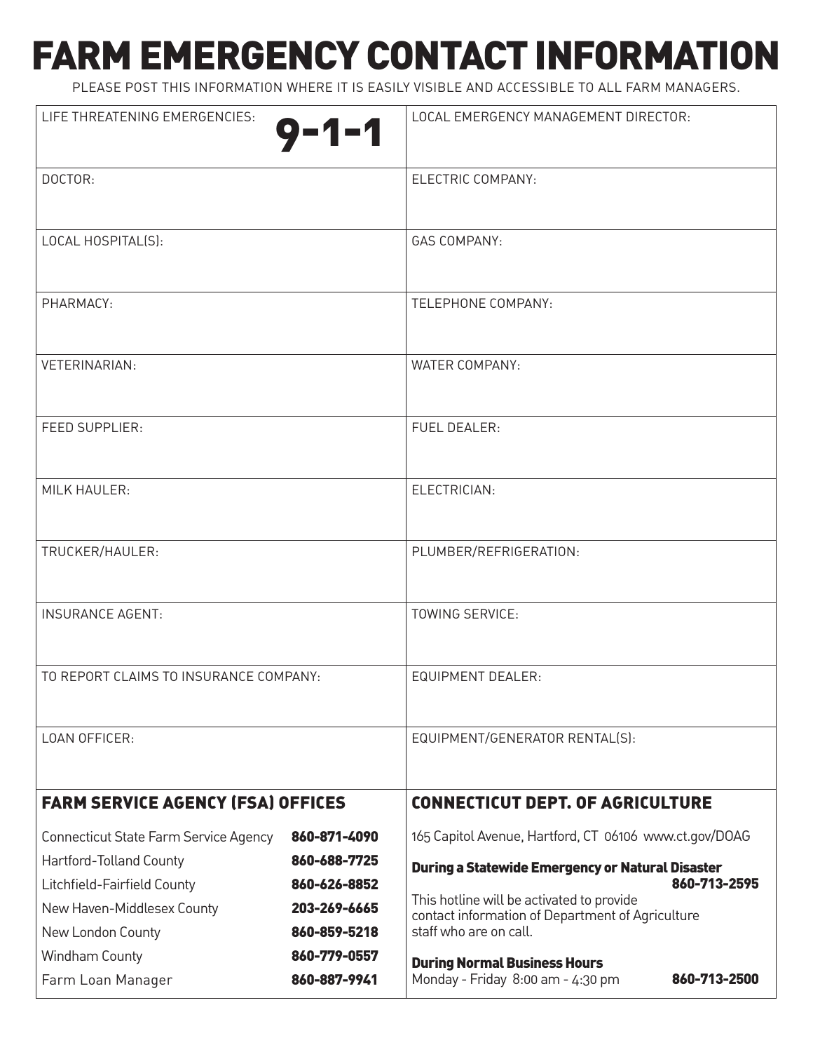# FARM EMERGENCY CONTACT INFORMATION

PLEASE POST THIS INFORMATION WHERE IT IS EASILY VISIBLE AND ACCESSIBLE TO ALL FARM MANAGERS.

| | |
|---|---|
| LIFE THREATENING EMERGENCIES: **9-1-1** | LOCAL EMERGENCY MANAGEMENT DIRECTOR: |
| DOCTOR: | ELECTRIC COMPANY: |
| LOCAL HOSPITAL(S): | GAS COMPANY: |
| PHARMACY: | TELEPHONE COMPANY: |
| VETERINARIAN: | WATER COMPANY: |
| FEED SUPPLIER: | FUEL DEALER: |
| MILK HAULER: | ELECTRICIAN: |
| TRUCKER/HAULER: | PLUMBER/REFRIGERATION: |
| INSURANCE AGENT: | TOWING SERVICE: |
| TO REPORT CLAIMS TO INSURANCE COMPANY: | EQUIPMENT DEALER: |
| LOAN OFFICER: | EQUIPMENT/GENERATOR RENTAL(S): |

## FARM SERVICE AGENCY (FSA) OFFICES

| Office | Phone |
|---|---|
| Connecticut State Farm Service Agency | **860-871-4090** |
| Hartford-Tolland County | **860-688-7725** |
| Litchfield-Fairfield County | **860-626-8852** |
| New Haven-Middlesex County | **203-269-6665** |
| New London County | **860-859-5218** |
| Windham County | **860-779-0557** |
| Farm Loan Manager | **860-887-9941** |

## CONNECTICUT DEPT. OF AGRICULTURE

165 Capitol Avenue, Hartford, CT 06106 www.ct.gov/DOAG

**During a Statewide Emergency or Natural Disaster** **860-713-2595**

This hotline will be activated to provide contact information of Department of Agriculture staff who are on call.

**During Normal Business Hours**
Monday - Friday 8:00 am - 4:30 pm **860-713-2500**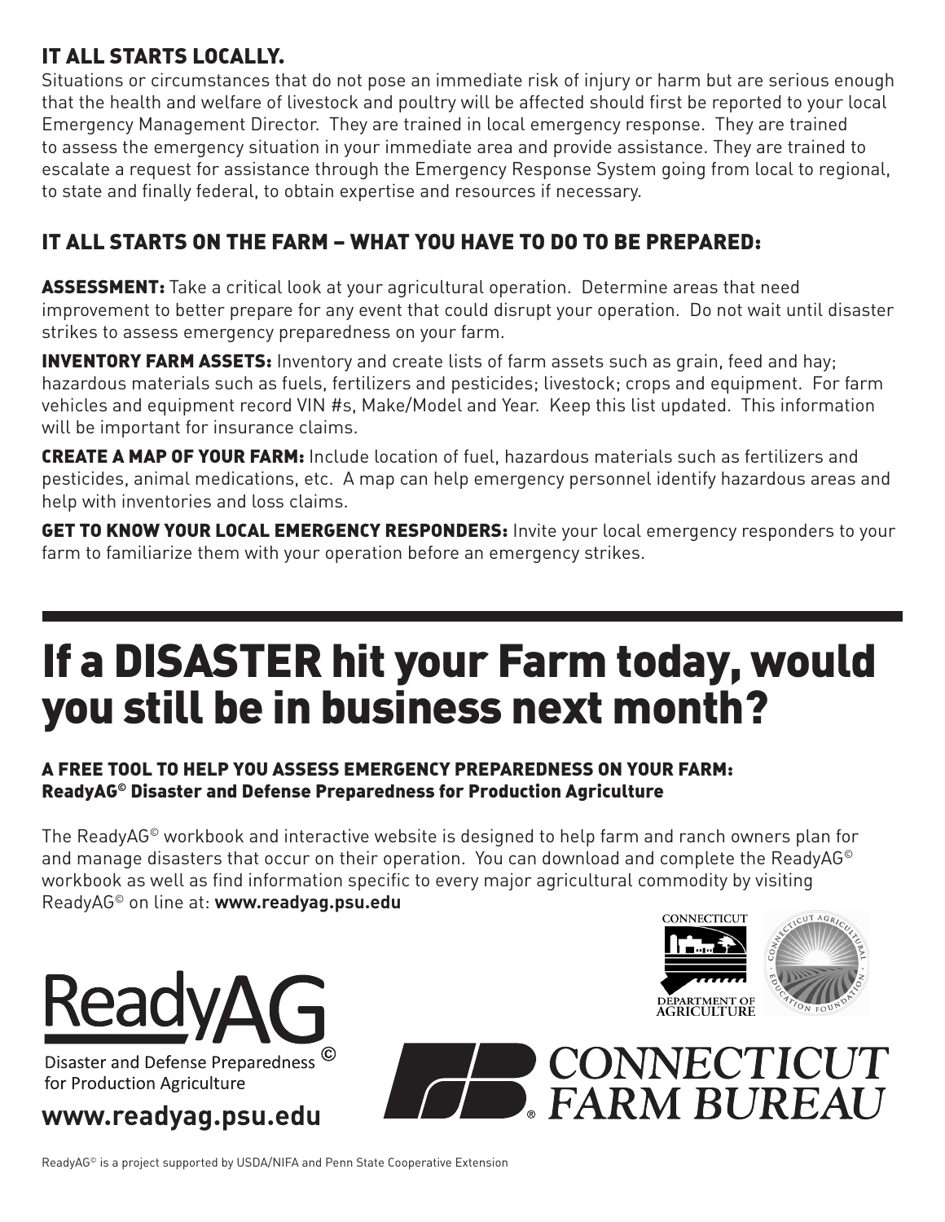## IT ALL STARTS LOCALLY.

Situations or circumstances that do not pose an immediate risk of injury or harm but are serious enough that the health and welfare of livestock and poultry will be affected should first be reported to your local Emergency Management Director. They are trained in local emergency response. They are trained to assess the emergency situation in your immediate area and provide assistance. They are trained to escalate a request for assistance through the Emergency Response System going from local to regional, to state and finally federal, to obtain expertise and resources if necessary.

## IT ALL STARTS ON THE FARM – WHAT YOU HAVE TO DO TO BE PREPARED:

**ASSESSMENT:** Take a critical look at your agricultural operation. Determine areas that need improvement to better prepare for any event that could disrupt your operation. Do not wait until disaster strikes to assess emergency preparedness on your farm.

**INVENTORY FARM ASSETS:** Inventory and create lists of farm assets such as grain, feed and hay; hazardous materials such as fuels, fertilizers and pesticides; livestock; crops and equipment. For farm vehicles and equipment record VIN #s, Make/Model and Year. Keep this list updated. This information will be important for insurance claims.

**CREATE A MAP OF YOUR FARM:** Include location of fuel, hazardous materials such as fertilizers and pesticides, animal medications, etc. A map can help emergency personnel identify hazardous areas and help with inventories and loss claims.

**GET TO KNOW YOUR LOCAL EMERGENCY RESPONDERS:** Invite your local emergency responders to your farm to familiarize them with your operation before an emergency strikes.

---

# If a DISASTER hit your Farm today, would you still be in business next month?

### A FREE TOOL TO HELP YOU ASSESS EMERGENCY PREPAREDNESS ON YOUR FARM: ReadyAG© Disaster and Defense Preparedness for Production Agriculture

The ReadyAG© workbook and interactive website is designed to help farm and ranch owners plan for and manage disasters that occur on their operation. You can download and complete the ReadyAG© workbook as well as find information specific to every major agricultural commodity by visiting ReadyAG© on line at: **www.readyag.psu.edu**

ReadyAG©
Disaster and Defense Preparedness for Production Agriculture

**www.readyag.psu.edu**

CONNECTICUT DEPARTMENT OF AGRICULTURE

CONNECTICUT AGRICULTURAL EDUCATION FOUNDATION

CONNECTICUT FARM BUREAU

ReadyAG© is a project supported by USDA/NIFA and Penn State Cooperative Extension